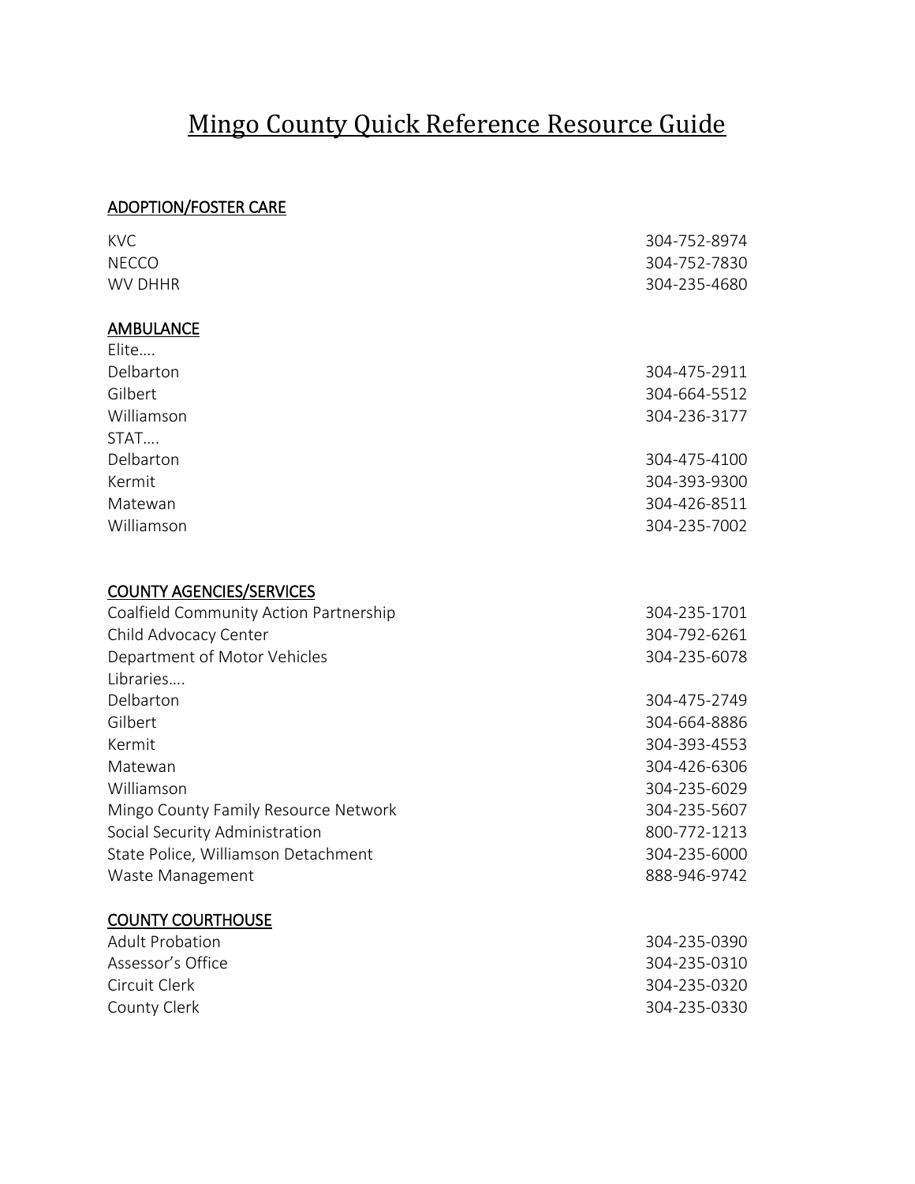# Mingo County Quick Reference Resource Guide

## ADOPTION/FOSTER CARE

| | |
|---|---|
| KVC | 304-752-8974 |
| NECCO | 304-752-7830 |
| WV DHHR | 304-235-4680 |

## AMBULANCE

| | |
|---|---|
| Elite…. | |
| Delbarton | 304-475-2911 |
| Gilbert | 304-664-5512 |
| Williamson | 304-236-3177 |
| STAT…. | |
| Delbarton | 304-475-4100 |
| Kermit | 304-393-9300 |
| Matewan | 304-426-8511 |
| Williamson | 304-235-7002 |

## COUNTY AGENCIES/SERVICES

| | |
|---|---|
| Coalfield Community Action Partnership | 304-235-1701 |
| Child Advocacy Center | 304-792-6261 |
| Department of Motor Vehicles | 304-235-6078 |
| Libraries…. | |
| Delbarton | 304-475-2749 |
| Gilbert | 304-664-8886 |
| Kermit | 304-393-4553 |
| Matewan | 304-426-6306 |
| Williamson | 304-235-6029 |
| Mingo County Family Resource Network | 304-235-5607 |
| Social Security Administration | 800-772-1213 |
| State Police, Williamson Detachment | 304-235-6000 |
| Waste Management | 888-946-9742 |

## COUNTY COURTHOUSE

| | |
|---|---|
| Adult Probation | 304-235-0390 |
| Assessor's Office | 304-235-0310 |
| Circuit Clerk | 304-235-0320 |
| County Clerk | 304-235-0330 |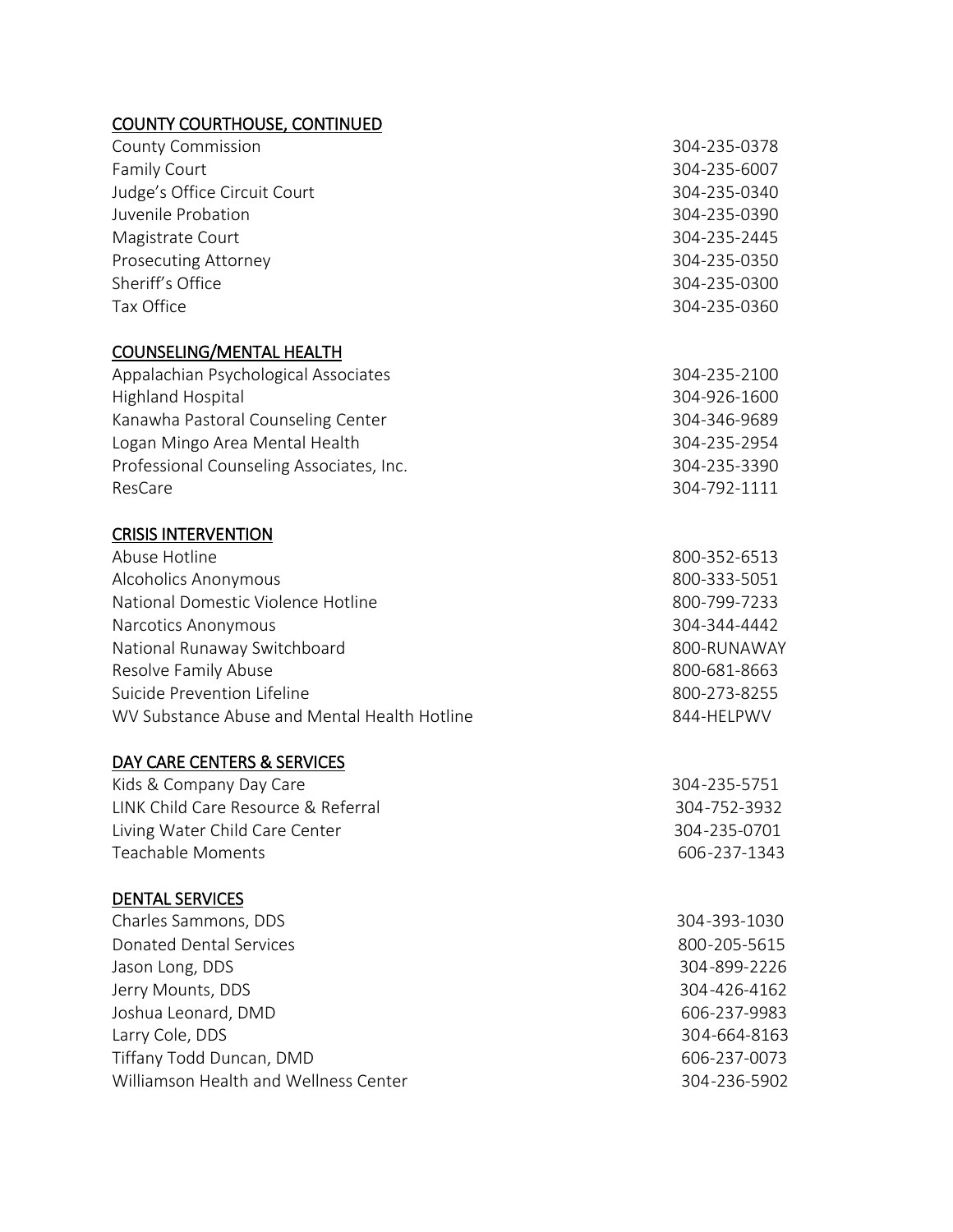## COUNTY COURTHOUSE, CONTINUED

| | |
|---|---|
| County Commission | 304-235-0378 |
| Family Court | 304-235-6007 |
| Judge's Office Circuit Court | 304-235-0340 |
| Juvenile Probation | 304-235-0390 |
| Magistrate Court | 304-235-2445 |
| Prosecuting Attorney | 304-235-0350 |
| Sheriff's Office | 304-235-0300 |
| Tax Office | 304-235-0360 |

## COUNSELING/MENTAL HEALTH

| | |
|---|---|
| Appalachian Psychological Associates | 304-235-2100 |
| Highland Hospital | 304-926-1600 |
| Kanawha Pastoral Counseling Center | 304-346-9689 |
| Logan Mingo Area Mental Health | 304-235-2954 |
| Professional Counseling Associates, Inc. | 304-235-3390 |
| ResCare | 304-792-1111 |

## CRISIS INTERVENTION

| | |
|---|---|
| Abuse Hotline | 800-352-6513 |
| Alcoholics Anonymous | 800-333-5051 |
| National Domestic Violence Hotline | 800-799-7233 |
| Narcotics Anonymous | 304-344-4442 |
| National Runaway Switchboard | 800-RUNAWAY |
| Resolve Family Abuse | 800-681-8663 |
| Suicide Prevention Lifeline | 800-273-8255 |
| WV Substance Abuse and Mental Health Hotline | 844-HELPWV |

## DAY CARE CENTERS & SERVICES

| | |
|---|---|
| Kids & Company Day Care | 304-235-5751 |
| LINK Child Care Resource & Referral | 304-752-3932 |
| Living Water Child Care Center | 304-235-0701 |
| Teachable Moments | 606-237-1343 |

## DENTAL SERVICES

| | |
|---|---|
| Charles Sammons, DDS | 304-393-1030 |
| Donated Dental Services | 800-205-5615 |
| Jason Long, DDS | 304-899-2226 |
| Jerry Mounts, DDS | 304-426-4162 |
| Joshua Leonard, DMD | 606-237-9983 |
| Larry Cole, DDS | 304-664-8163 |
| Tiffany Todd Duncan, DMD | 606-237-0073 |
| Williamson Health and Wellness Center | 304-236-5902 |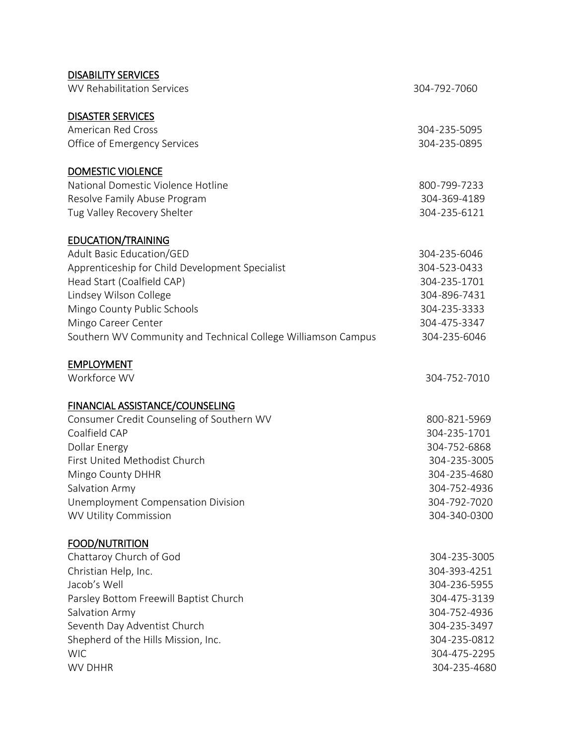## DISABILITY SERVICES

WV Rehabilitation Services 304-792-7060

## DISASTER SERVICES

American Red Cross 304-235-5095
Office of Emergency Services 304-235-0895

## DOMESTIC VIOLENCE

National Domestic Violence Hotline 800-799-7233
Resolve Family Abuse Program 304-369-4189
Tug Valley Recovery Shelter 304-235-6121

## EDUCATION/TRAINING

Adult Basic Education/GED 304-235-6046
Apprenticeship for Child Development Specialist 304-523-0433
Head Start (Coalfield CAP) 304-235-1701
Lindsey Wilson College 304-896-7431
Mingo County Public Schools 304-235-3333
Mingo Career Center 304-475-3347
Southern WV Community and Technical College Williamson Campus 304-235-6046

## EMPLOYMENT

Workforce WV 304-752-7010

## FINANCIAL ASSISTANCE/COUNSELING

Consumer Credit Counseling of Southern WV 800-821-5969
Coalfield CAP 304-235-1701
Dollar Energy 304-752-6868
First United Methodist Church 304-235-3005
Mingo County DHHR 304-235-4680
Salvation Army 304-752-4936
Unemployment Compensation Division 304-792-7020
WV Utility Commission 304-340-0300

## FOOD/NUTRITION

Chattaroy Church of God 304-235-3005
Christian Help, Inc. 304-393-4251
Jacob's Well 304-236-5955
Parsley Bottom Freewill Baptist Church 304-475-3139
Salvation Army 304-752-4936
Seventh Day Adventist Church 304-235-3497
Shepherd of the Hills Mission, Inc. 304-235-0812
WIC 304-475-2295
WV DHHR 304-235-4680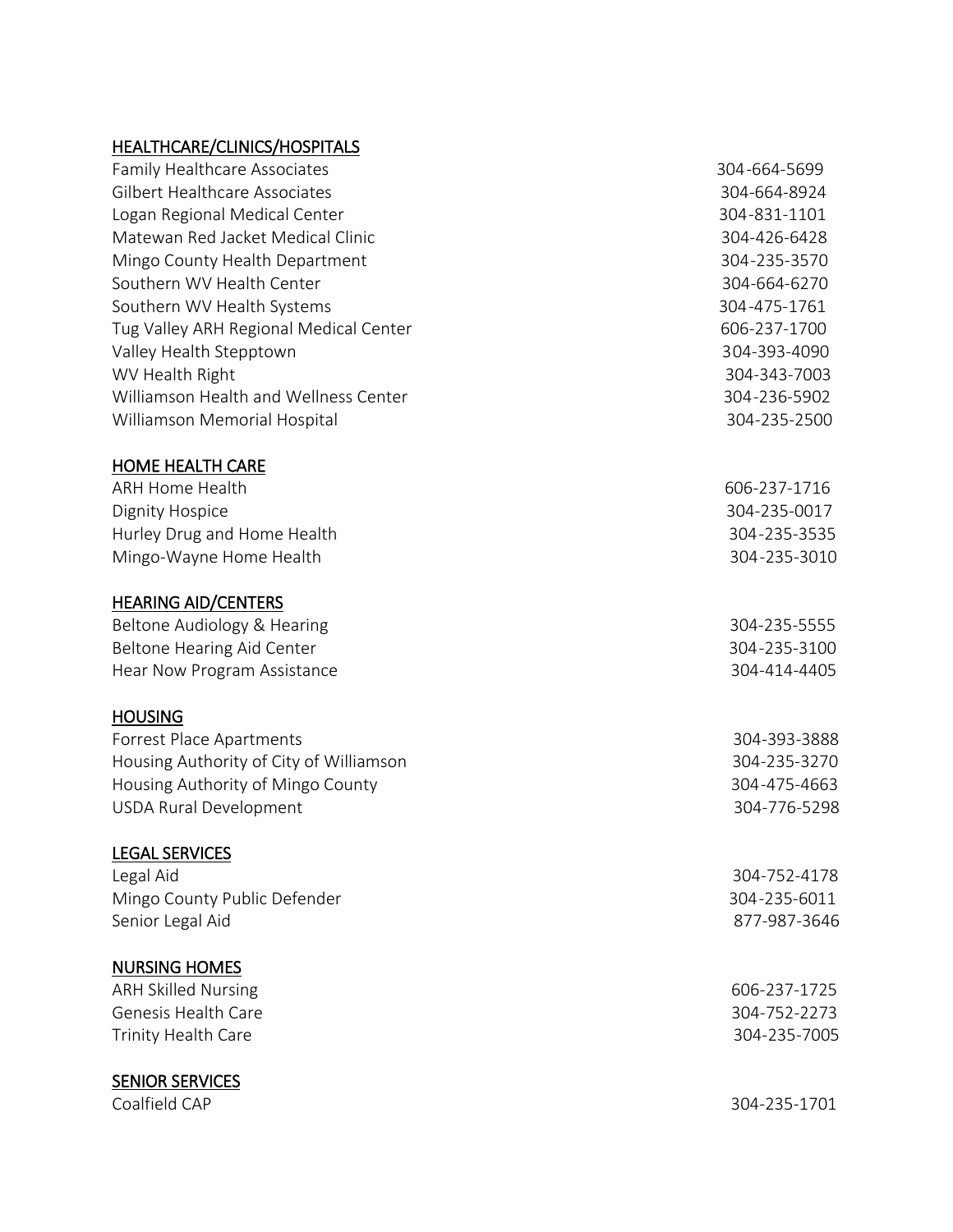## HEALTHCARE/CLINICS/HOSPITALS

| | |
|---|---|
| Family Healthcare Associates | 304-664-5699 |
| Gilbert Healthcare Associates | 304-664-8924 |
| Logan Regional Medical Center | 304-831-1101 |
| Matewan Red Jacket Medical Clinic | 304-426-6428 |
| Mingo County Health Department | 304-235-3570 |
| Southern WV Health Center | 304-664-6270 |
| Southern WV Health Systems | 304-475-1761 |
| Tug Valley ARH Regional Medical Center | 606-237-1700 |
| Valley Health Stepptown | 304-393-4090 |
| WV Health Right | 304-343-7003 |
| Williamson Health and Wellness Center | 304-236-5902 |
| Williamson Memorial Hospital | 304-235-2500 |

## HOME HEALTH CARE

| | |
|---|---|
| ARH Home Health | 606-237-1716 |
| Dignity Hospice | 304-235-0017 |
| Hurley Drug and Home Health | 304-235-3535 |
| Mingo-Wayne Home Health | 304-235-3010 |

## HEARING AID/CENTERS

| | |
|---|---|
| Beltone Audiology & Hearing | 304-235-5555 |
| Beltone Hearing Aid Center | 304-235-3100 |
| Hear Now Program Assistance | 304-414-4405 |

## HOUSING

| | |
|---|---|
| Forrest Place Apartments | 304-393-3888 |
| Housing Authority of City of Williamson | 304-235-3270 |
| Housing Authority of Mingo County | 304-475-4663 |
| USDA Rural Development | 304-776-5298 |

## LEGAL SERVICES

| | |
|---|---|
| Legal Aid | 304-752-4178 |
| Mingo County Public Defender | 304-235-6011 |
| Senior Legal Aid | 877-987-3646 |

## NURSING HOMES

| | |
|---|---|
| ARH Skilled Nursing | 606-237-1725 |
| Genesis Health Care | 304-752-2273 |
| Trinity Health Care | 304-235-7005 |

## SENIOR SERVICES

| | |
|---|---|
| Coalfield CAP | 304-235-1701 |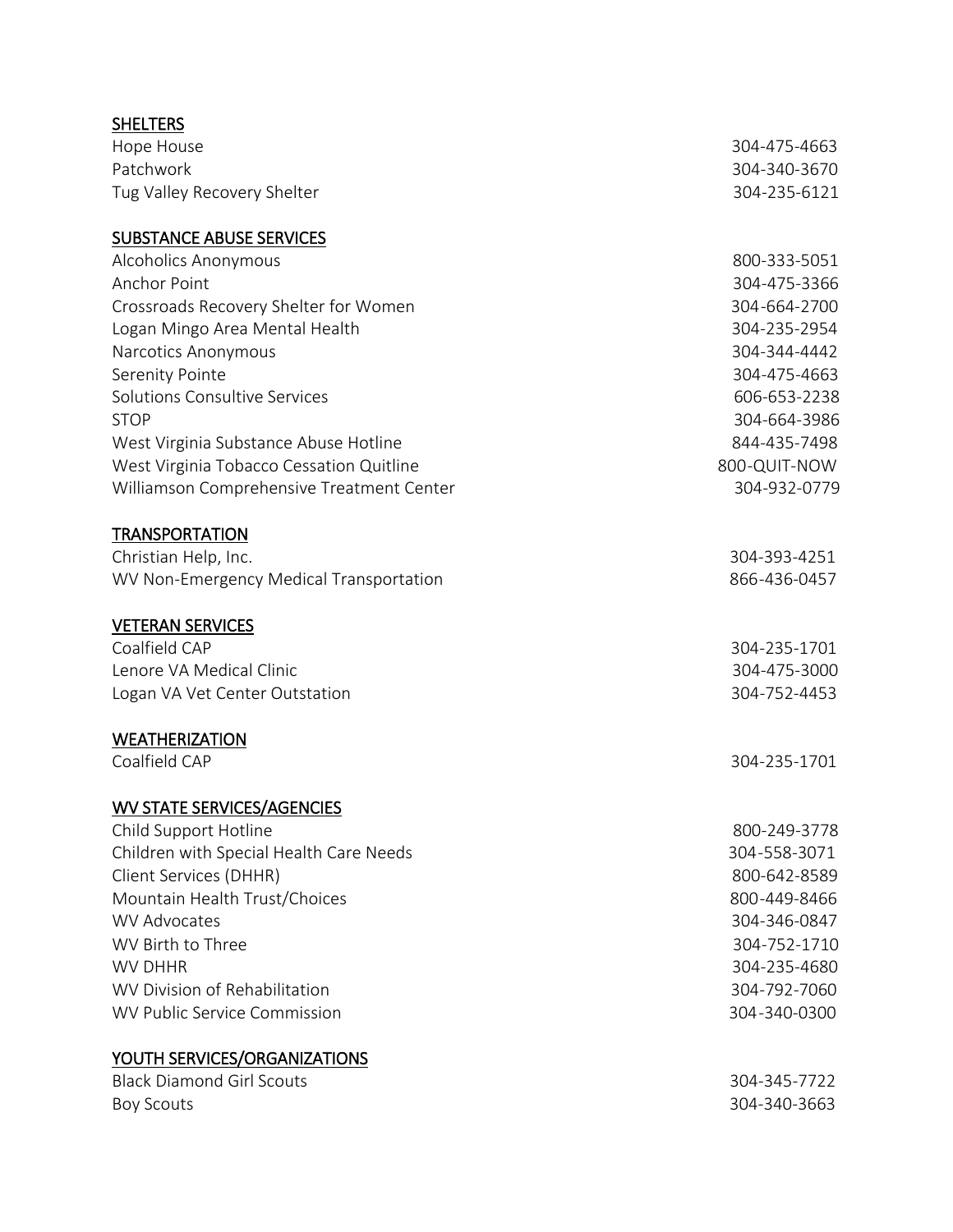**SHELTERS**

| | |
|---|---|
| Hope House | 304-475-4663 |
| Patchwork | 304-340-3670 |
| Tug Valley Recovery Shelter | 304-235-6121 |

**SUBSTANCE ABUSE SERVICES**

| | |
|---|---|
| Alcoholics Anonymous | 800-333-5051 |
| Anchor Point | 304-475-3366 |
| Crossroads Recovery Shelter for Women | 304-664-2700 |
| Logan Mingo Area Mental Health | 304-235-2954 |
| Narcotics Anonymous | 304-344-4442 |
| Serenity Pointe | 304-475-4663 |
| Solutions Consultive Services | 606-653-2238 |
| STOP | 304-664-3986 |
| West Virginia Substance Abuse Hotline | 844-435-7498 |
| West Virginia Tobacco Cessation Quitline | 800-QUIT-NOW |
| Williamson Comprehensive Treatment Center | 304-932-0779 |

**TRANSPORTATION**

| | |
|---|---|
| Christian Help, Inc. | 304-393-4251 |
| WV Non-Emergency Medical Transportation | 866-436-0457 |

**VETERAN SERVICES**

| | |
|---|---|
| Coalfield CAP | 304-235-1701 |
| Lenore VA Medical Clinic | 304-475-3000 |
| Logan VA Vet Center Outstation | 304-752-4453 |

**WEATHERIZATION**

| | |
|---|---|
| Coalfield CAP | 304-235-1701 |

**WV STATE SERVICES/AGENCIES**

| | |
|---|---|
| Child Support Hotline | 800-249-3778 |
| Children with Special Health Care Needs | 304-558-3071 |
| Client Services (DHHR) | 800-642-8589 |
| Mountain Health Trust/Choices | 800-449-8466 |
| WV Advocates | 304-346-0847 |
| WV Birth to Three | 304-752-1710 |
| WV DHHR | 304-235-4680 |
| WV Division of Rehabilitation | 304-792-7060 |
| WV Public Service Commission | 304-340-0300 |

**YOUTH SERVICES/ORGANIZATIONS**

| | |
|---|---|
| Black Diamond Girl Scouts | 304-345-7722 |
| Boy Scouts | 304-340-3663 |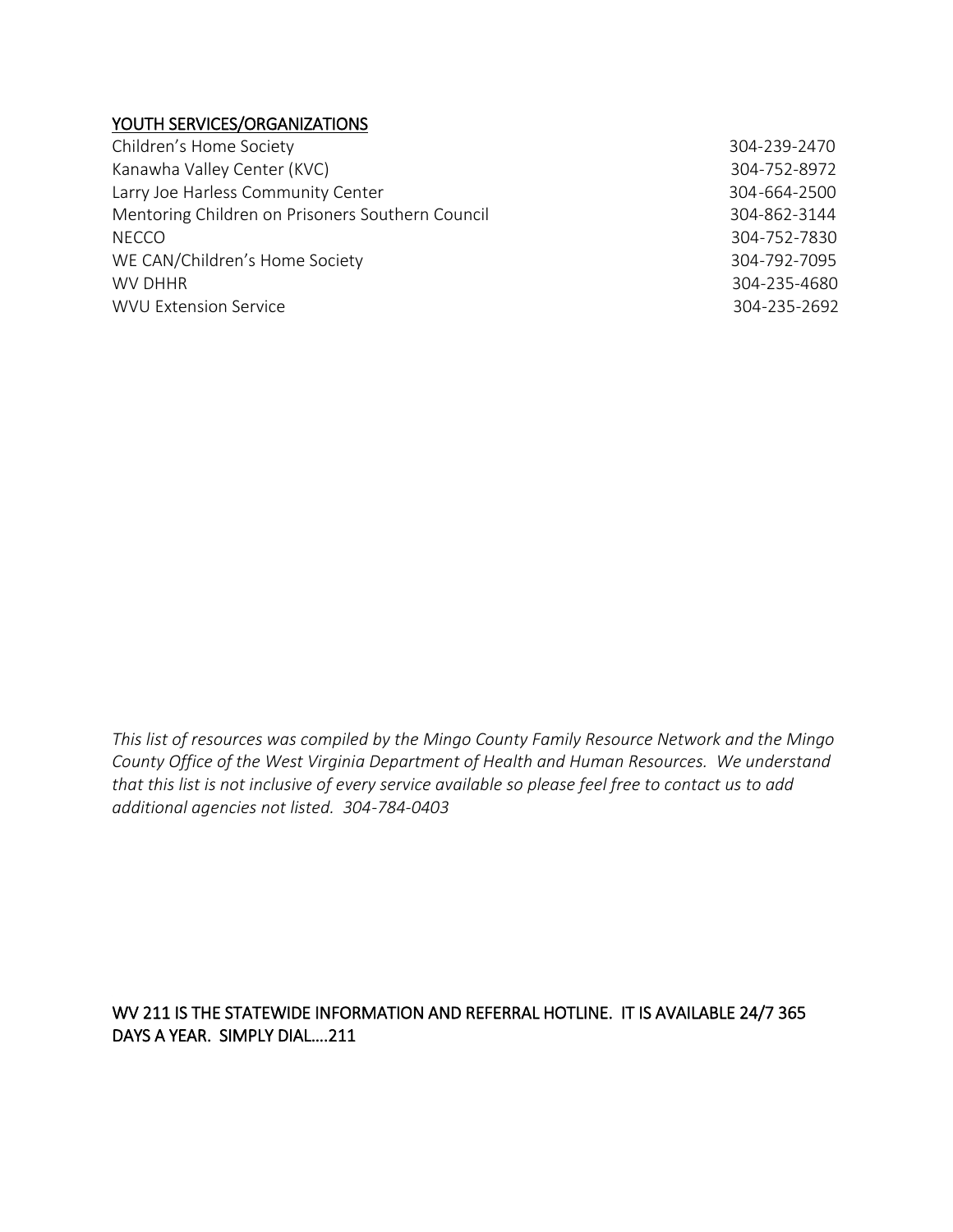## YOUTH SERVICES/ORGANIZATIONS

| | |
|---|---|
| Children's Home Society | 304-239-2470 |
| Kanawha Valley Center (KVC) | 304-752-8972 |
| Larry Joe Harless Community Center | 304-664-2500 |
| Mentoring Children on Prisoners Southern Council | 304-862-3144 |
| NECCO | 304-752-7830 |
| WE CAN/Children's Home Society | 304-792-7095 |
| WV DHHR | 304-235-4680 |
| WVU Extension Service | 304-235-2692 |

*This list of resources was compiled by the Mingo County Family Resource Network and the Mingo County Office of the West Virginia Department of Health and Human Resources. We understand that this list is not inclusive of every service available so please feel free to contact us to add additional agencies not listed. 304-784-0403*

WV 211 IS THE STATEWIDE INFORMATION AND REFERRAL HOTLINE. IT IS AVAILABLE 24/7 365 DAYS A YEAR. SIMPLY DIAL….211